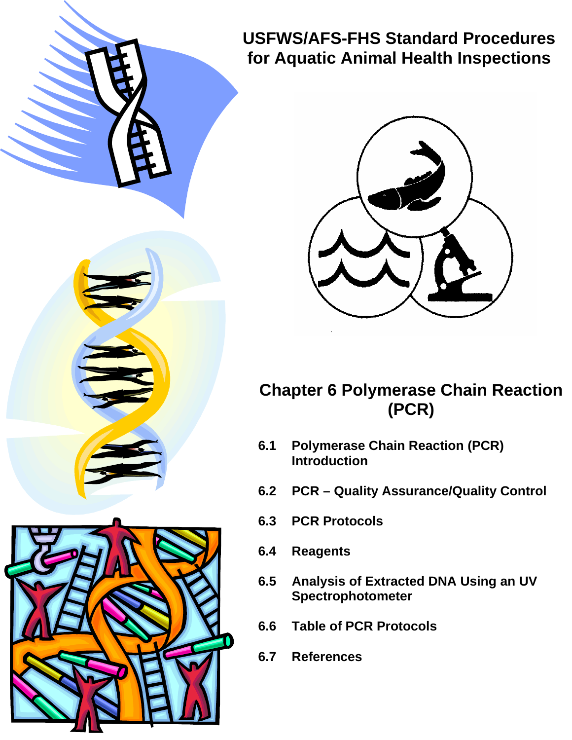# USFWS/AFS-FHS Standard Procedures for Aquatic Animal Health Inspections

## Chapter 6 Polymerase Chain Reaction (PCR)

**6.1 Polymerase Chain Reaction (PCR) Introduction**

**6.2 PCR – Quality Assurance/Quality Control**

**6.3 PCR Protocols**

**6.4 Reagents**

**6.5 Analysis of Extracted DNA Using an UV Spectrophotometer**

**6.6 Table of PCR Protocols**

**6.7 References**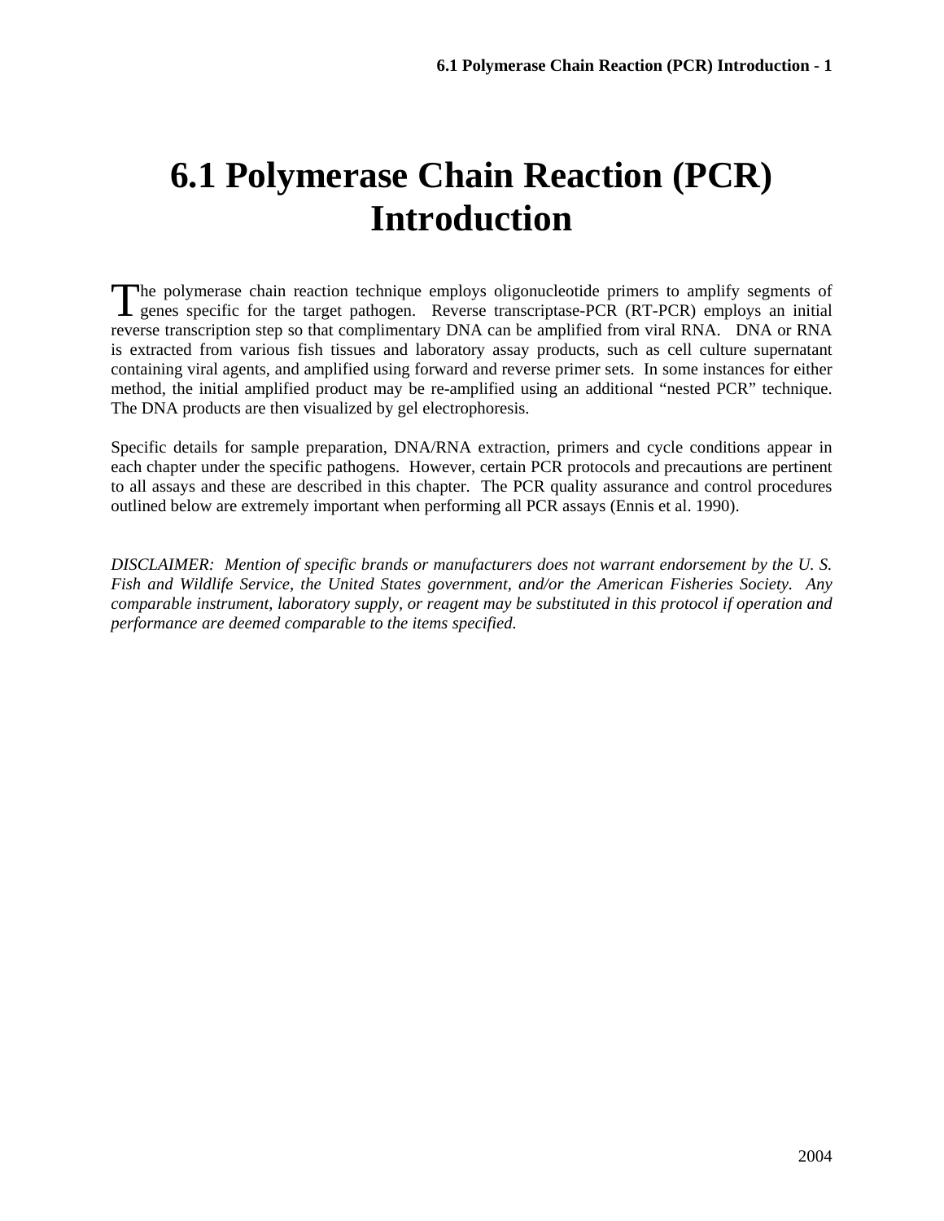# 6.1 Polymerase Chain Reaction (PCR) Introduction

The polymerase chain reaction technique employs oligonucleotide primers to amplify segments of genes specific for the target pathogen. Reverse transcriptase-PCR (RT-PCR) employs an initial reverse transcription step so that complimentary DNA can be amplified from viral RNA. DNA or RNA is extracted from various fish tissues and laboratory assay products, such as cell culture supernatant containing viral agents, and amplified using forward and reverse primer sets. In some instances for either method, the initial amplified product may be re-amplified using an additional "nested PCR" technique. The DNA products are then visualized by gel electrophoresis.

Specific details for sample preparation, DNA/RNA extraction, primers and cycle conditions appear in each chapter under the specific pathogens. However, certain PCR protocols and precautions are pertinent to all assays and these are described in this chapter. The PCR quality assurance and control procedures outlined below are extremely important when performing all PCR assays (Ennis et al. 1990).

*DISCLAIMER: Mention of specific brands or manufacturers does not warrant endorsement by the U. S. Fish and Wildlife Service, the United States government, and/or the American Fisheries Society. Any comparable instrument, laboratory supply, or reagent may be substituted in this protocol if operation and performance are deemed comparable to the items specified.*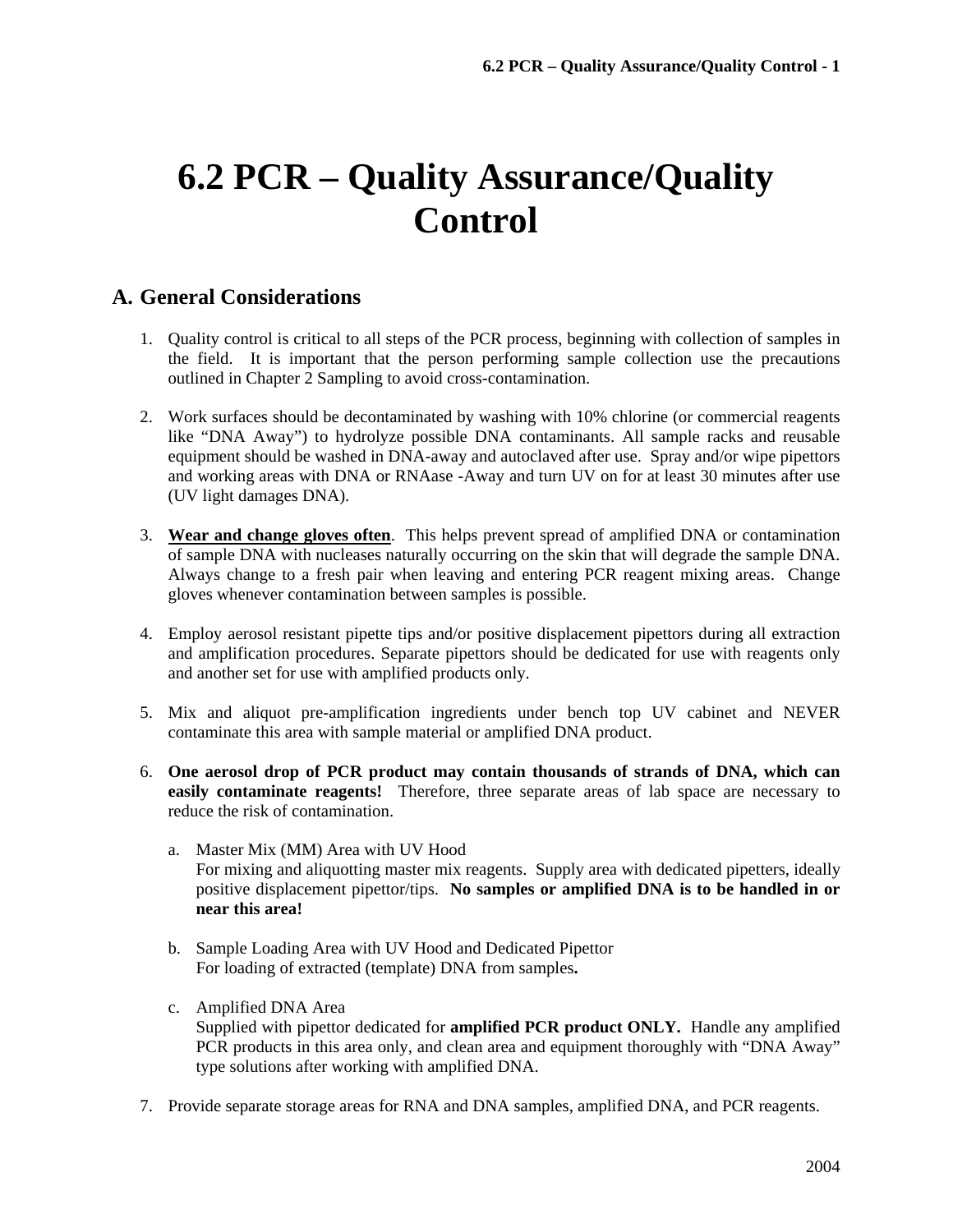# 6.2 PCR – Quality Assurance/Quality Control

## A. General Considerations

1. Quality control is critical to all steps of the PCR process, beginning with collection of samples in the field. It is important that the person performing sample collection use the precautions outlined in Chapter 2 Sampling to avoid cross-contamination.

2. Work surfaces should be decontaminated by washing with 10% chlorine (or commercial reagents like "DNA Away") to hydrolyze possible DNA contaminants. All sample racks and reusable equipment should be washed in DNA-away and autoclaved after use. Spray and/or wipe pipettors and working areas with DNA or RNAase -Away and turn UV on for at least 30 minutes after use (UV light damages DNA).

3. **Wear and change gloves often**. This helps prevent spread of amplified DNA or contamination of sample DNA with nucleases naturally occurring on the skin that will degrade the sample DNA. Always change to a fresh pair when leaving and entering PCR reagent mixing areas. Change gloves whenever contamination between samples is possible.

4. Employ aerosol resistant pipette tips and/or positive displacement pipettors during all extraction and amplification procedures. Separate pipettors should be dedicated for use with reagents only and another set for use with amplified products only.

5. Mix and aliquot pre-amplification ingredients under bench top UV cabinet and NEVER contaminate this area with sample material or amplified DNA product.

6. **One aerosol drop of PCR product may contain thousands of strands of DNA, which can easily contaminate reagents!** Therefore, three separate areas of lab space are necessary to reduce the risk of contamination.

   a. Master Mix (MM) Area with UV Hood
   For mixing and aliquotting master mix reagents. Supply area with dedicated pipetters, ideally positive displacement pipettor/tips. **No samples or amplified DNA is to be handled in or near this area!**

   b. Sample Loading Area with UV Hood and Dedicated Pipettor
   For loading of extracted (template) DNA from samples**.**

   c. Amplified DNA Area
   Supplied with pipettor dedicated for **amplified PCR product ONLY.** Handle any amplified PCR products in this area only, and clean area and equipment thoroughly with "DNA Away" type solutions after working with amplified DNA.

7. Provide separate storage areas for RNA and DNA samples, amplified DNA, and PCR reagents.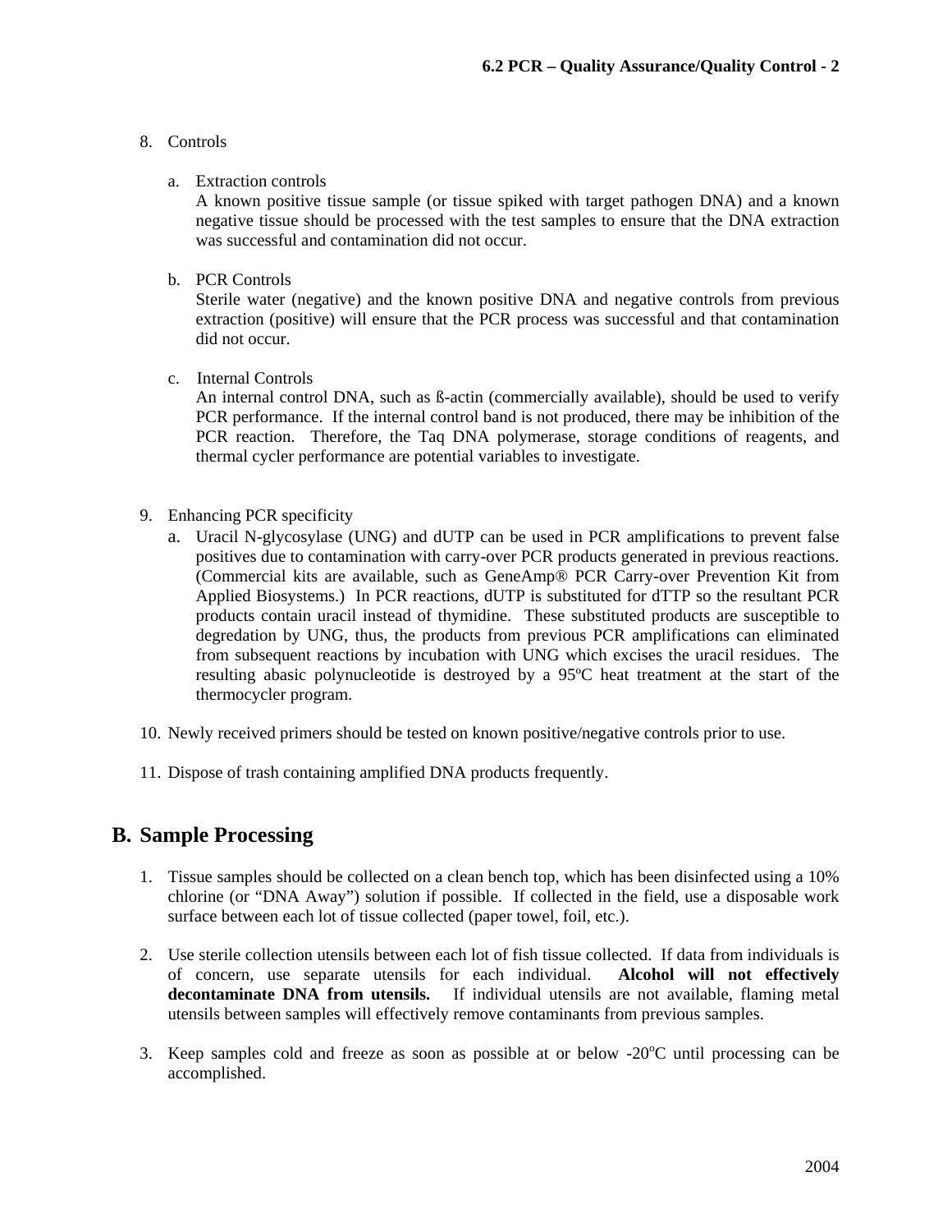8. Controls

   a. Extraction controls
      A known positive tissue sample (or tissue spiked with target pathogen DNA) and a known negative tissue should be processed with the test samples to ensure that the DNA extraction was successful and contamination did not occur.

   b. PCR Controls
      Sterile water (negative) and the known positive DNA and negative controls from previous extraction (positive) will ensure that the PCR process was successful and that contamination did not occur.

   c. Internal Controls
      An internal control DNA, such as ß-actin (commercially available), should be used to verify PCR performance. If the internal control band is not produced, there may be inhibition of the PCR reaction. Therefore, the Taq DNA polymerase, storage conditions of reagents, and thermal cycler performance are potential variables to investigate.

9. Enhancing PCR specificity

   a. Uracil N-glycosylase (UNG) and dUTP can be used in PCR amplifications to prevent false positives due to contamination with carry-over PCR products generated in previous reactions. (Commercial kits are available, such as GeneAmp® PCR Carry-over Prevention Kit from Applied Biosystems.) In PCR reactions, dUTP is substituted for dTTP so the resultant PCR products contain uracil instead of thymidine. These substituted products are susceptible to degredation by UNG, thus, the products from previous PCR amplifications can eliminated from subsequent reactions by incubation with UNG which excises the uracil residues. The resulting abasic polynucleotide is destroyed by a 95ºC heat treatment at the start of the thermocycler program.

10. Newly received primers should be tested on known positive/negative controls prior to use.

11. Dispose of trash containing amplified DNA products frequently.

## B. Sample Processing

1. Tissue samples should be collected on a clean bench top, which has been disinfected using a 10% chlorine (or "DNA Away") solution if possible. If collected in the field, use a disposable work surface between each lot of tissue collected (paper towel, foil, etc.).

2. Use sterile collection utensils between each lot of fish tissue collected. If data from individuals is of concern, use separate utensils for each individual. **Alcohol will not effectively decontaminate DNA from utensils.** If individual utensils are not available, flaming metal utensils between samples will effectively remove contaminants from previous samples.

3. Keep samples cold and freeze as soon as possible at or below -20$^{o}$C until processing can be accomplished.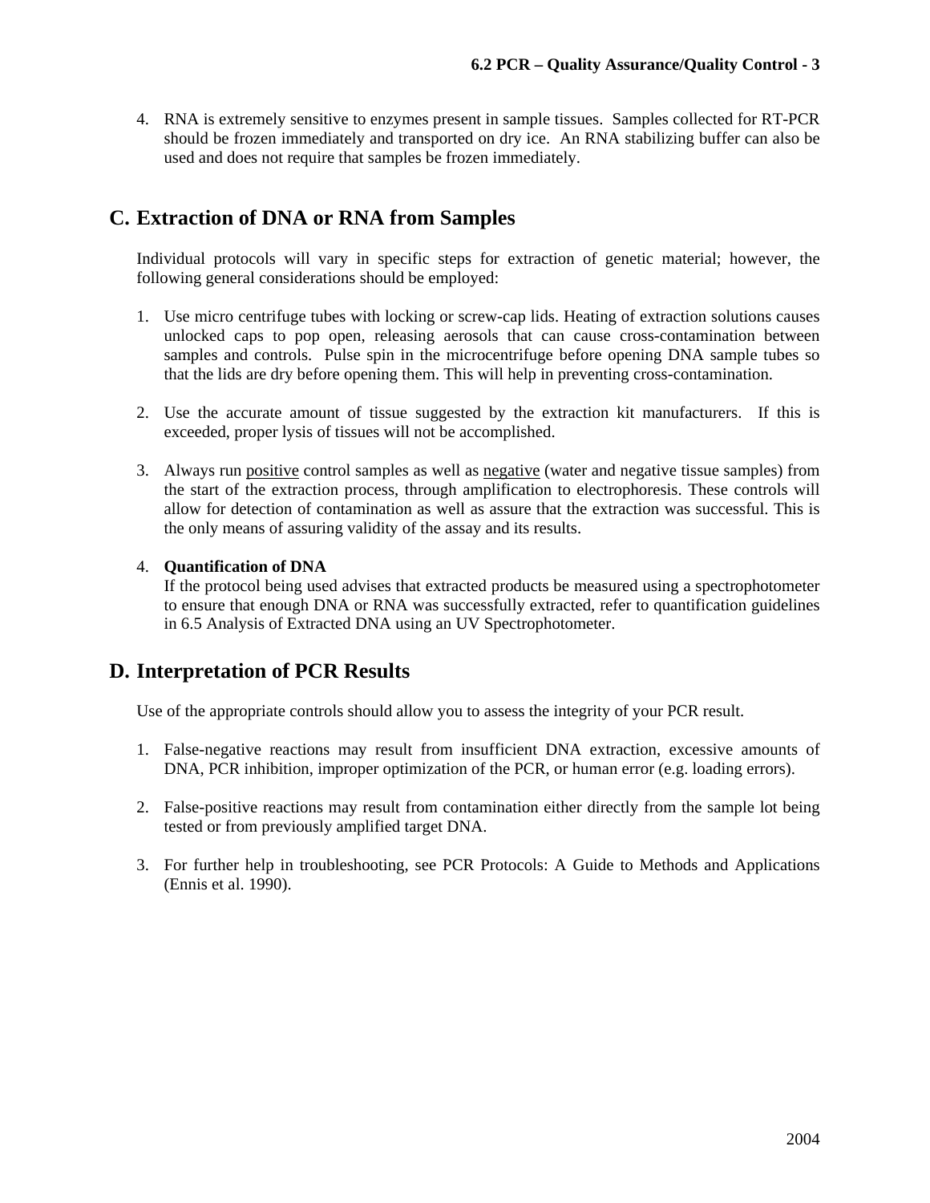4. RNA is extremely sensitive to enzymes present in sample tissues. Samples collected for RT-PCR should be frozen immediately and transported on dry ice. An RNA stabilizing buffer can also be used and does not require that samples be frozen immediately.

## C. Extraction of DNA or RNA from Samples

Individual protocols will vary in specific steps for extraction of genetic material; however, the following general considerations should be employed:

1. Use micro centrifuge tubes with locking or screw-cap lids. Heating of extraction solutions causes unlocked caps to pop open, releasing aerosols that can cause cross-contamination between samples and controls. Pulse spin in the microcentrifuge before opening DNA sample tubes so that the lids are dry before opening them. This will help in preventing cross-contamination.

2. Use the accurate amount of tissue suggested by the extraction kit manufacturers. If this is exceeded, proper lysis of tissues will not be accomplished.

3. Always run positive control samples as well as negative (water and negative tissue samples) from the start of the extraction process, through amplification to electrophoresis. These controls will allow for detection of contamination as well as assure that the extraction was successful. This is the only means of assuring validity of the assay and its results.

4. **Quantification of DNA**
   If the protocol being used advises that extracted products be measured using a spectrophotometer to ensure that enough DNA or RNA was successfully extracted, refer to quantification guidelines in 6.5 Analysis of Extracted DNA using an UV Spectrophotometer.

## D. Interpretation of PCR Results

Use of the appropriate controls should allow you to assess the integrity of your PCR result.

1. False-negative reactions may result from insufficient DNA extraction, excessive amounts of DNA, PCR inhibition, improper optimization of the PCR, or human error (e.g. loading errors).

2. False-positive reactions may result from contamination either directly from the sample lot being tested or from previously amplified target DNA.

3. For further help in troubleshooting, see PCR Protocols: A Guide to Methods and Applications (Ennis et al. 1990).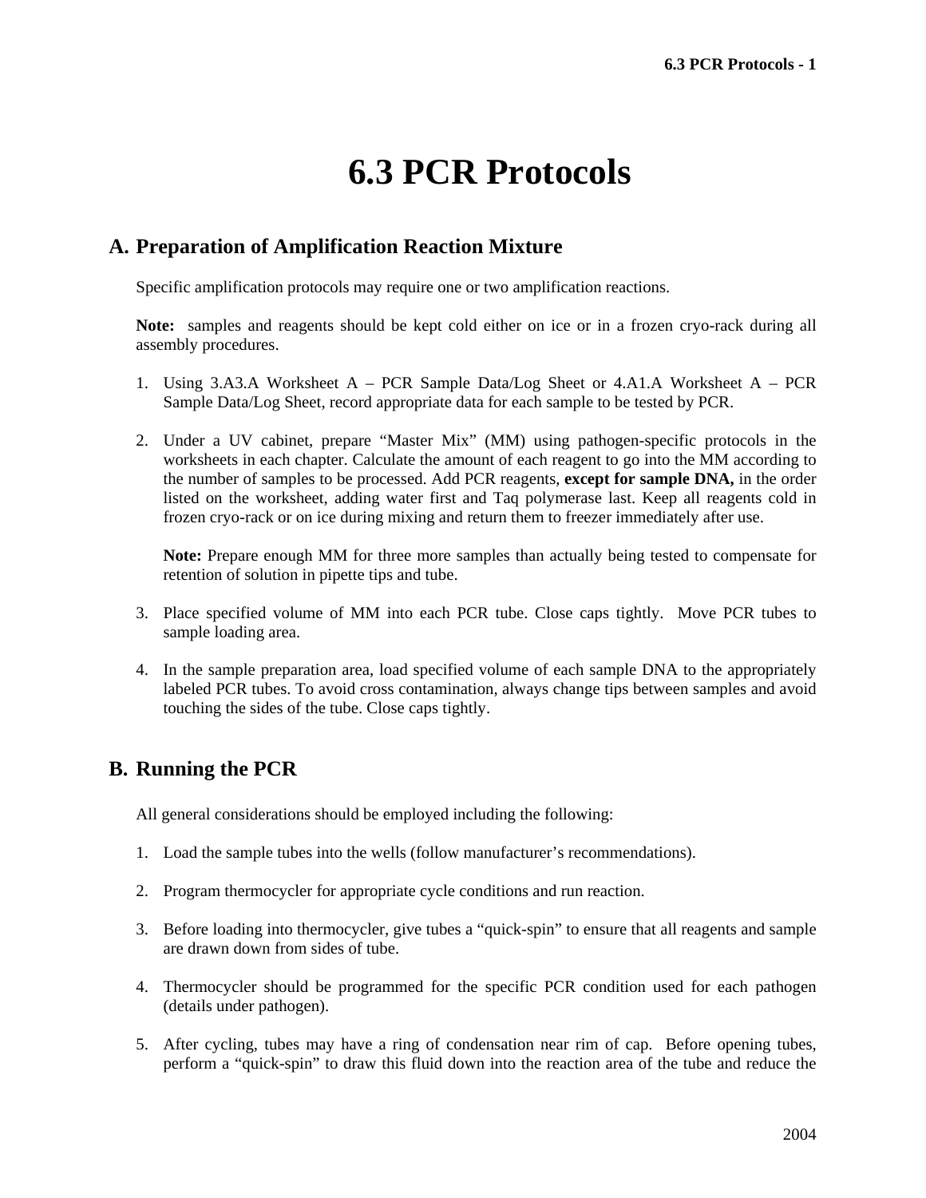# 6.3 PCR Protocols

## A. Preparation of Amplification Reaction Mixture

Specific amplification protocols may require one or two amplification reactions.

**Note:** samples and reagents should be kept cold either on ice or in a frozen cryo-rack during all assembly procedures.

1. Using 3.A3.A Worksheet A – PCR Sample Data/Log Sheet or 4.A1.A Worksheet A – PCR Sample Data/Log Sheet, record appropriate data for each sample to be tested by PCR.

2. Under a UV cabinet, prepare "Master Mix" (MM) using pathogen-specific protocols in the worksheets in each chapter. Calculate the amount of each reagent to go into the MM according to the number of samples to be processed. Add PCR reagents, **except for sample DNA,** in the order listed on the worksheet, adding water first and Taq polymerase last. Keep all reagents cold in frozen cryo-rack or on ice during mixing and return them to freezer immediately after use.

   **Note:** Prepare enough MM for three more samples than actually being tested to compensate for retention of solution in pipette tips and tube.

3. Place specified volume of MM into each PCR tube. Close caps tightly. Move PCR tubes to sample loading area.

4. In the sample preparation area, load specified volume of each sample DNA to the appropriately labeled PCR tubes. To avoid cross contamination, always change tips between samples and avoid touching the sides of the tube. Close caps tightly.

## B. Running the PCR

All general considerations should be employed including the following:

1. Load the sample tubes into the wells (follow manufacturer's recommendations).

2. Program thermocycler for appropriate cycle conditions and run reaction.

3. Before loading into thermocycler, give tubes a "quick-spin" to ensure that all reagents and sample are drawn down from sides of tube.

4. Thermocycler should be programmed for the specific PCR condition used for each pathogen (details under pathogen).

5. After cycling, tubes may have a ring of condensation near rim of cap. Before opening tubes, perform a "quick-spin" to draw this fluid down into the reaction area of the tube and reduce the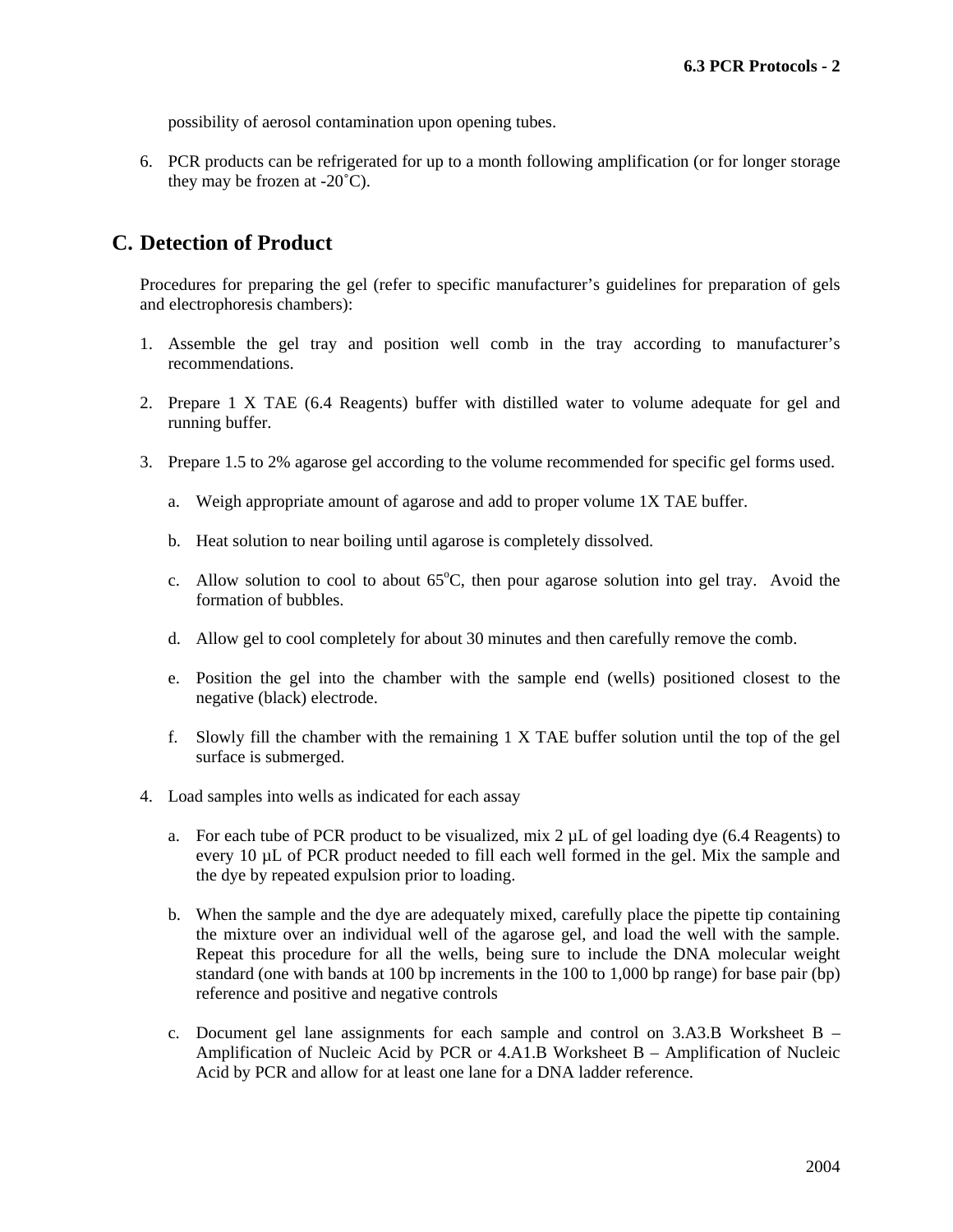possibility of aerosol contamination upon opening tubes.

6. PCR products can be refrigerated for up to a month following amplification (or for longer storage they may be frozen at -20˚C).

## C. Detection of Product

Procedures for preparing the gel (refer to specific manufacturer's guidelines for preparation of gels and electrophoresis chambers):

1. Assemble the gel tray and position well comb in the tray according to manufacturer's recommendations.

2. Prepare 1 X TAE (6.4 Reagents) buffer with distilled water to volume adequate for gel and running buffer.

3. Prepare 1.5 to 2% agarose gel according to the volume recommended for specific gel forms used.

   a. Weigh appropriate amount of agarose and add to proper volume 1X TAE buffer.

   b. Heat solution to near boiling until agarose is completely dissolved.

   c. Allow solution to cool to about 65$^{o}$C, then pour agarose solution into gel tray. Avoid the formation of bubbles.

   d. Allow gel to cool completely for about 30 minutes and then carefully remove the comb.

   e. Position the gel into the chamber with the sample end (wells) positioned closest to the negative (black) electrode.

   f. Slowly fill the chamber with the remaining 1 X TAE buffer solution until the top of the gel surface is submerged.

4. Load samples into wells as indicated for each assay

   a. For each tube of PCR product to be visualized, mix 2 µL of gel loading dye (6.4 Reagents) to every 10 µL of PCR product needed to fill each well formed in the gel. Mix the sample and the dye by repeated expulsion prior to loading.

   b. When the sample and the dye are adequately mixed, carefully place the pipette tip containing the mixture over an individual well of the agarose gel, and load the well with the sample. Repeat this procedure for all the wells, being sure to include the DNA molecular weight standard (one with bands at 100 bp increments in the 100 to 1,000 bp range) for base pair (bp) reference and positive and negative controls

   c. Document gel lane assignments for each sample and control on 3.A3.B Worksheet B – Amplification of Nucleic Acid by PCR or 4.A1.B Worksheet B – Amplification of Nucleic Acid by PCR and allow for at least one lane for a DNA ladder reference.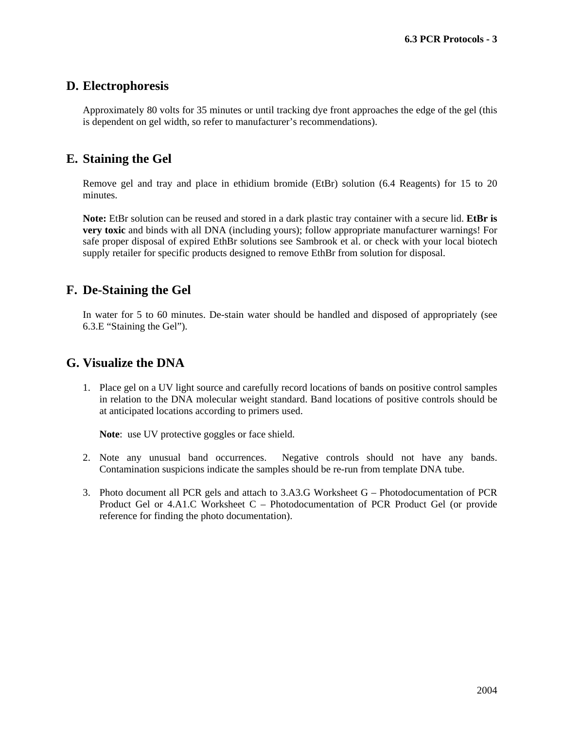## D. Electrophoresis

Approximately 80 volts for 35 minutes or until tracking dye front approaches the edge of the gel (this is dependent on gel width, so refer to manufacturer's recommendations).

## E. Staining the Gel

Remove gel and tray and place in ethidium bromide (EtBr) solution (6.4 Reagents) for 15 to 20 minutes.

**Note:** EtBr solution can be reused and stored in a dark plastic tray container with a secure lid. **EtBr is very toxic** and binds with all DNA (including yours); follow appropriate manufacturer warnings! For safe proper disposal of expired EthBr solutions see Sambrook et al. or check with your local biotech supply retailer for specific products designed to remove EthBr from solution for disposal.

## F. De-Staining the Gel

In water for 5 to 60 minutes. De-stain water should be handled and disposed of appropriately (see 6.3.E "Staining the Gel").

## G. Visualize the DNA

1. Place gel on a UV light source and carefully record locations of bands on positive control samples in relation to the DNA molecular weight standard. Band locations of positive controls should be at anticipated locations according to primers used.

   **Note**: use UV protective goggles or face shield.

2. Note any unusual band occurrences. Negative controls should not have any bands. Contamination suspicions indicate the samples should be re-run from template DNA tube.

3. Photo document all PCR gels and attach to 3.A3.G Worksheet G – Photodocumentation of PCR Product Gel or 4.A1.C Worksheet C – Photodocumentation of PCR Product Gel (or provide reference for finding the photo documentation).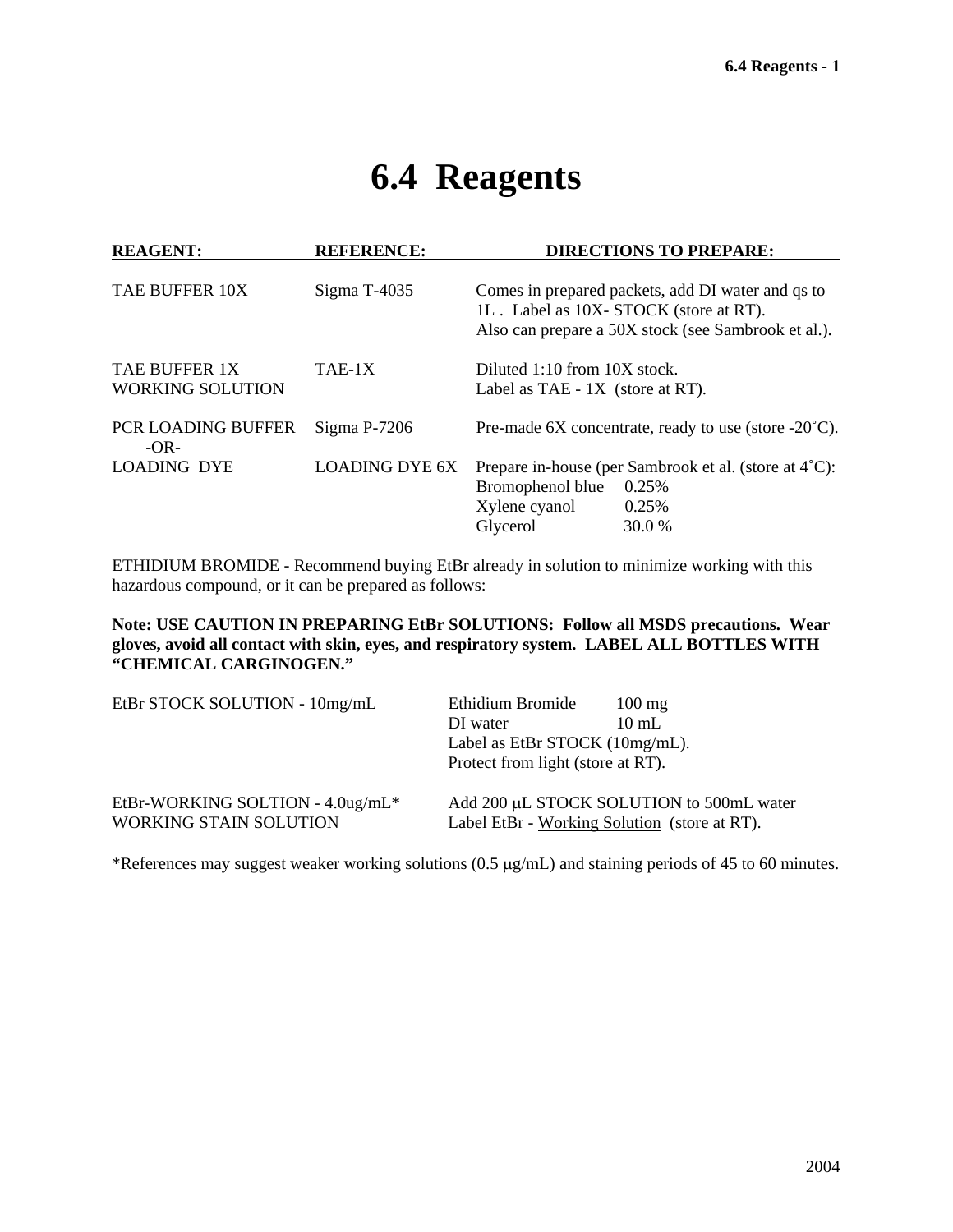# 6.4 Reagents

| REAGENT: | REFERENCE: | DIRECTIONS TO PREPARE: |
|---|---|---|
| TAE BUFFER 10X | Sigma T-4035 | Comes in prepared packets, add DI water and qs to 1L . Label as 10X- STOCK (store at RT). Also can prepare a 50X stock (see Sambrook et al.). |
| TAE BUFFER 1X WORKING SOLUTION | TAE-1X | Diluted 1:10 from 10X stock. Label as TAE - 1X (store at RT). |
| PCR LOADING BUFFER -OR- | Sigma P-7206 | Pre-made 6X concentrate, ready to use (store -20˚C). |
| LOADING DYE | LOADING DYE 6X | Prepare in-house (per Sambrook et al. (store at 4˚C): Bromophenol blue 0.25%, Xylene cyanol 0.25%, Glycerol 30.0 % |

ETHIDIUM BROMIDE - Recommend buying EtBr already in solution to minimize working with this hazardous compound, or it can be prepared as follows:

**Note: USE CAUTION IN PREPARING EtBr SOLUTIONS: Follow all MSDS precautions. Wear gloves, avoid all contact with skin, eyes, and respiratory system. LABEL ALL BOTTLES WITH "CHEMICAL CARGINOGEN."**

| | |
|---|---|
| EtBr STOCK SOLUTION - 10mg/mL | Ethidium Bromide 100 mg<br>DI water 10 mL<br>Label as EtBr STOCK (10mg/mL).<br>Protect from light (store at RT). |
| EtBr-WORKING SOLTION - 4.0ug/mL*<br>WORKING STAIN SOLUTION | Add 200 μL STOCK SOLUTION to 500mL water<br>Label EtBr - Working Solution (store at RT). |

*References may suggest weaker working solutions (0.5 μg/mL) and staining periods of 45 to 60 minutes.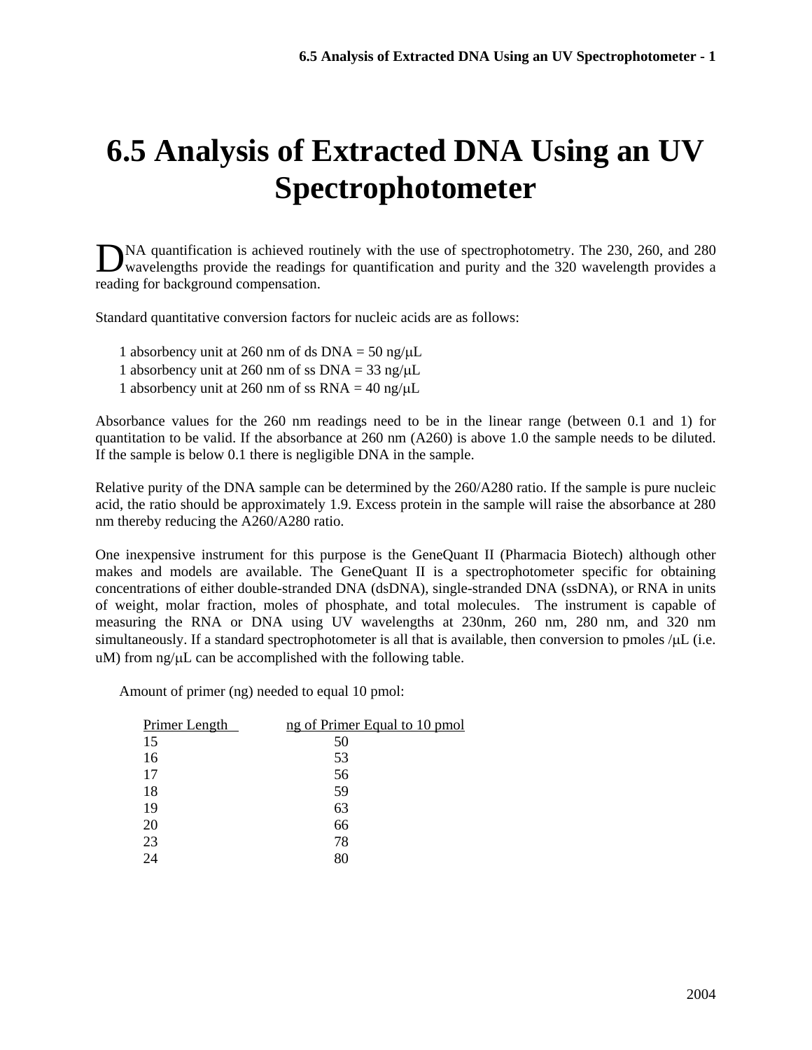# 6.5 Analysis of Extracted DNA Using an UV Spectrophotometer

DNA quantification is achieved routinely with the use of spectrophotometry. The 230, 260, and 280 wavelengths provide the readings for quantification and purity and the 320 wavelength provides a reading for background compensation.

Standard quantitative conversion factors for nucleic acids are as follows:

1 absorbency unit at 260 nm of ds DNA = 50 ng/μL
1 absorbency unit at 260 nm of ss DNA = 33 ng/μL
1 absorbency unit at 260 nm of ss RNA = 40 ng/μL

Absorbance values for the 260 nm readings need to be in the linear range (between 0.1 and 1) for quantitation to be valid. If the absorbance at 260 nm (A260) is above 1.0 the sample needs to be diluted. If the sample is below 0.1 there is negligible DNA in the sample.

Relative purity of the DNA sample can be determined by the 260/A280 ratio. If the sample is pure nucleic acid, the ratio should be approximately 1.9. Excess protein in the sample will raise the absorbance at 280 nm thereby reducing the A260/A280 ratio.

One inexpensive instrument for this purpose is the GeneQuant II (Pharmacia Biotech) although other makes and models are available. The GeneQuant II is a spectrophotometer specific for obtaining concentrations of either double-stranded DNA (dsDNA), single-stranded DNA (ssDNA), or RNA in units of weight, molar fraction, moles of phosphate, and total molecules. The instrument is capable of measuring the RNA or DNA using UV wavelengths at 230nm, 260 nm, 280 nm, and 320 nm simultaneously. If a standard spectrophotometer is all that is available, then conversion to pmoles /μL (i.e. uM) from ng/μL can be accomplished with the following table.

Amount of primer (ng) needed to equal 10 pmol:

| Primer Length | ng of Primer Equal to 10 pmol |
|---|---|
| 15 | 50 |
| 16 | 53 |
| 17 | 56 |
| 18 | 59 |
| 19 | 63 |
| 20 | 66 |
| 23 | 78 |
| 24 | 80 |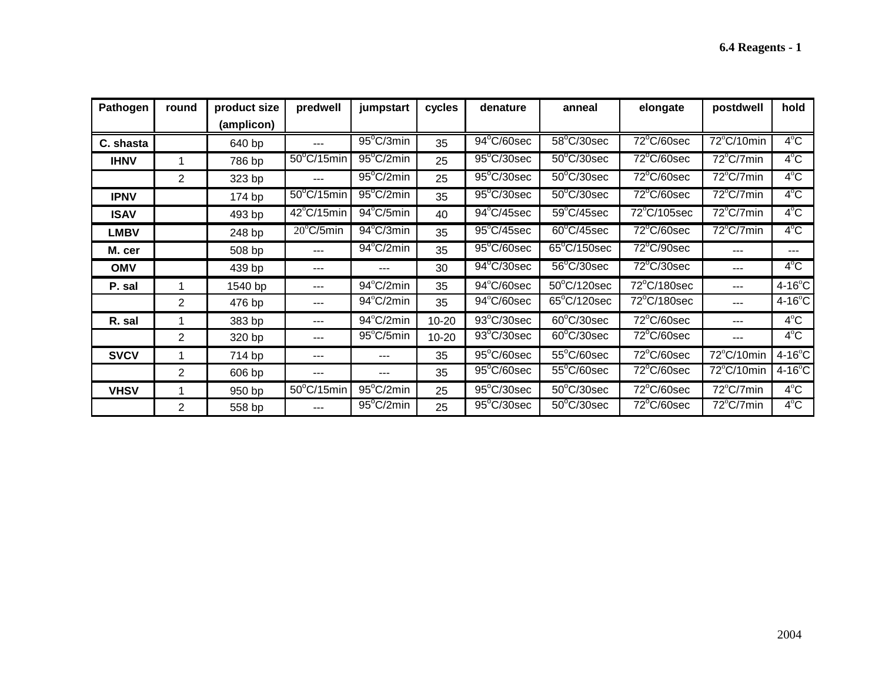| Pathogen | round | product size (amplicon) | predwell | jumpstart | cycles | denature | anneal | elongate | postdwell | hold |
|---|---|---|---|---|---|---|---|---|---|---|
| C. shasta | | 640 bp | --- | 95°C/3min | 35 | 94°C/60sec | 58°C/30sec | 72°C/60sec | 72°C/10min | 4°C |
| IHNV | 1 | 786 bp | 50°C/15min | 95°C/2min | 25 | 95°C/30sec | 50°C/30sec | 72°C/60sec | 72°C/7min | 4°C |
| | 2 | 323 bp | --- | 95°C/2min | 25 | 95°C/30sec | 50°C/30sec | 72°C/60sec | 72°C/7min | 4°C |
| IPNV | | 174 bp | 50°C/15min | 95°C/2min | 35 | 95°C/30sec | 50°C/30sec | 72°C/60sec | 72°C/7min | 4°C |
| ISAV | | 493 bp | 42°C/15min | 94°C/5min | 40 | 94°C/45sec | 59°C/45sec | 72°C/105sec | 72°C/7min | 4°C |
| LMBV | | 248 bp | 20°C/5min | 94°C/3min | 35 | 95°C/45sec | 60°C/45sec | 72°C/60sec | 72°C/7min | 4°C |
| M. cer | | 508 bp | --- | 94°C/2min | 35 | 95°C/60sec | 65°C/150sec | 72°C/90sec | --- | --- |
| OMV | | 439 bp | --- | --- | 30 | 94°C/30sec | 56°C/30sec | 72°C/30sec | --- | 4°C |
| P. sal | 1 | 1540 bp | --- | 94°C/2min | 35 | 94°C/60sec | 50°C/120sec | 72°C/180sec | --- | 4-16°C |
| | 2 | 476 bp | --- | 94°C/2min | 35 | 94°C/60sec | 65°C/120sec | 72°C/180sec | --- | 4-16°C |
| R. sal | 1 | 383 bp | --- | 94°C/2min | 10-20 | 93°C/30sec | 60°C/30sec | 72°C/60sec | --- | 4°C |
| | 2 | 320 bp | --- | 95°C/5min | 10-20 | 93°C/30sec | 60°C/30sec | 72°C/60sec | --- | 4°C |
| SVCV | 1 | 714 bp | --- | --- | 35 | 95°C/60sec | 55°C/60sec | 72°C/60sec | 72°C/10min | 4-16°C |
| | 2 | 606 bp | --- | --- | 35 | 95°C/60sec | 55°C/60sec | 72°C/60sec | 72°C/10min | 4-16°C |
| VHSV | 1 | 950 bp | 50°C/15min | 95°C/2min | 25 | 95°C/30sec | 50°C/30sec | 72°C/60sec | 72°C/7min | 4°C |
| | 2 | 558 bp | --- | 95°C/2min | 25 | 95°C/30sec | 50°C/30sec | 72°C/60sec | 72°C/7min | 4°C |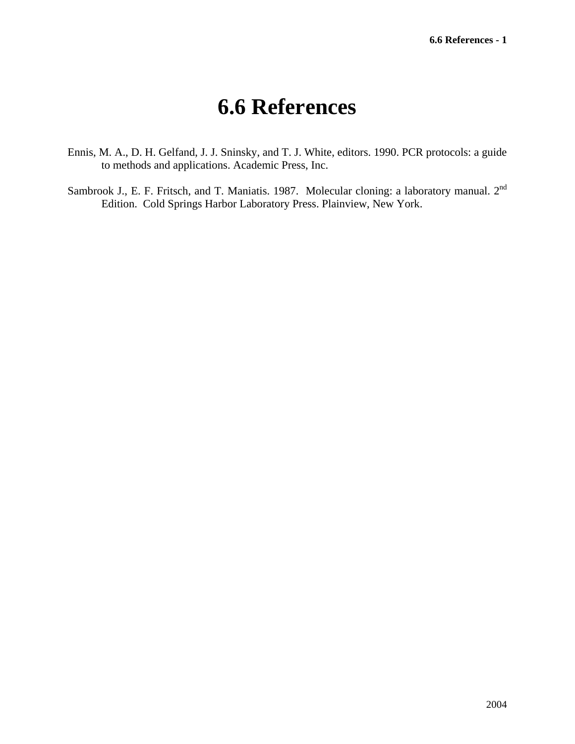# 6.6 References

Ennis, M. A., D. H. Gelfand, J. J. Sninsky, and T. J. White, editors. 1990. PCR protocols: a guide to methods and applications. Academic Press, Inc.

Sambrook J., E. F. Fritsch, and T. Maniatis. 1987. Molecular cloning: a laboratory manual. 2nd Edition. Cold Springs Harbor Laboratory Press. Plainview, New York.